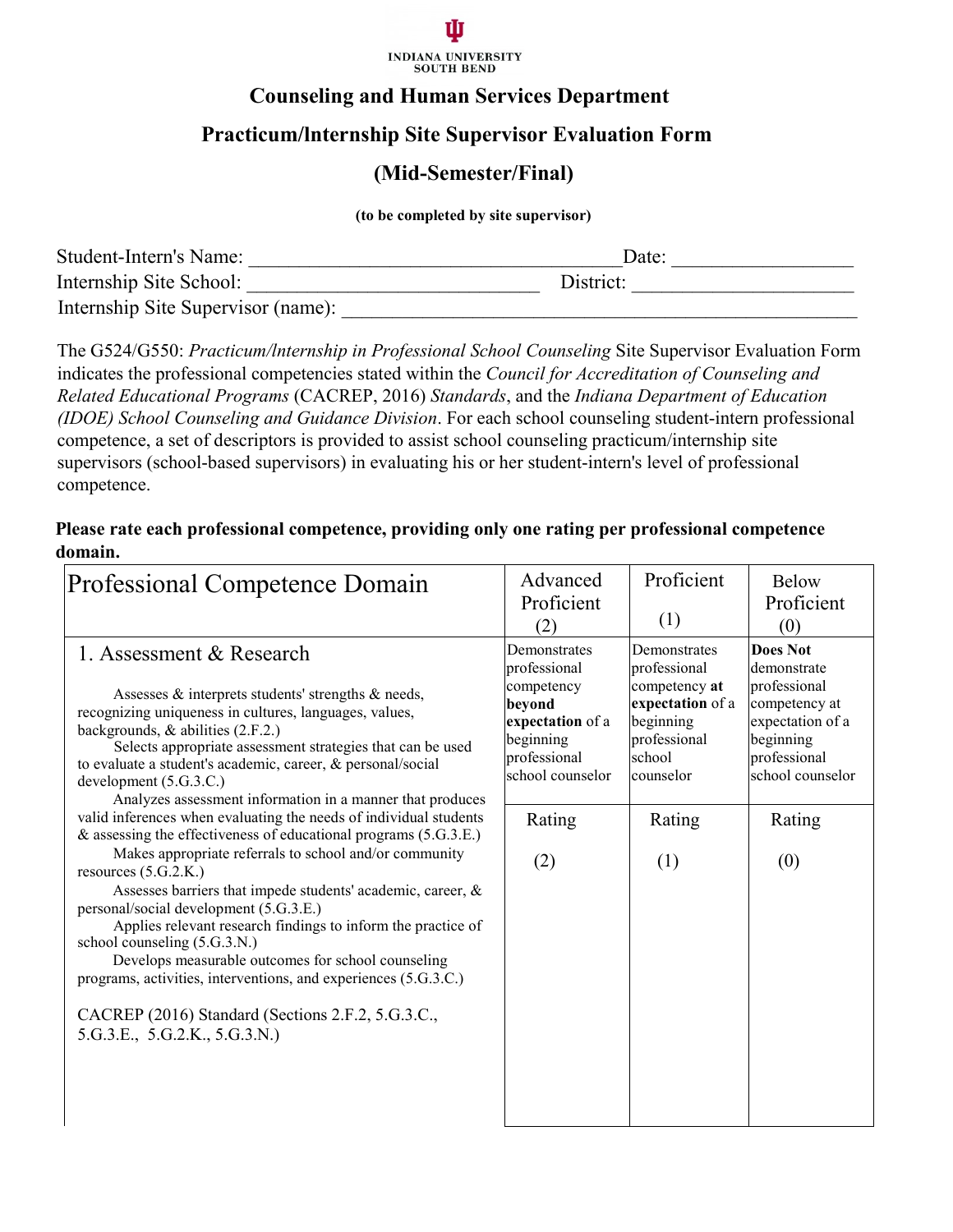INDIANA UNIVERSITY
SOUTH BEND

# Counseling and Human Services Department

## Practicum/Internship Site Supervisor Evaluation Form

## (Mid-Semester/Final)

**(to be completed by site supervisor)**

Student-Intern's Name: ___________________________________ Date: _________________

Internship Site School: ___________________________ District: _____________________

Internship Site Supervisor (name): ___________________________________________________

The G524/G550: *Practicum/Internship in Professional School Counseling* Site Supervisor Evaluation Form indicates the professional competencies stated within the *Council for Accreditation of Counseling and Related Educational Programs* (CACREP, 2016) *Standards*, and the *Indiana Department of Education (IDOE) School Counseling and Guidance Division*. For each school counseling student-intern professional competence, a set of descriptors is provided to assist school counseling practicum/internship site supervisors (school-based supervisors) in evaluating his or her student-intern's level of professional competence.

**Please rate each professional competence, providing only one rating per professional competence domain.**

| Professional Competence Domain | Advanced Proficient (2) | Proficient (1) | Below Proficient (0) |
|---|---|---|---|
| 1. Assessment & Research<br><br>Assesses & interprets students' strengths & needs, recognizing uniqueness in cultures, languages, values, backgrounds, & abilities (2.F.2.)<br>Selects appropriate assessment strategies that can be used to evaluate a student's academic, career, & personal/social development (5.G.3.C.)<br>Analyzes assessment information in a manner that produces valid inferences when evaluating the needs of individual students & assessing the effectiveness of educational programs (5.G.3.E.)<br>Makes appropriate referrals to school and/or community resources (5.G.2.K.)<br>Assesses barriers that impede students' academic, career, & personal/social development (5.G.3.E.)<br>Applies relevant research findings to inform the practice of school counseling (5.G.3.N.)<br>Develops measurable outcomes for school counseling programs, activities, interventions, and experiences (5.G.3.C.)<br><br>CACREP (2016) Standard (Sections 2.F.2, 5.G.3.C., 5.G.3.E., 5.G.2.K., 5.G.3.N.) | Demonstrates professional competency **beyond expectation** of a beginning professional school counselor<br><br>Rating<br><br>(2) | Demonstrates professional competency **at expectation** of a beginning professional school counselor<br><br>Rating<br><br>(1) | **Does Not** demonstrate professional competency at expectation of a beginning professional school counselor<br><br>Rating<br><br>(0) |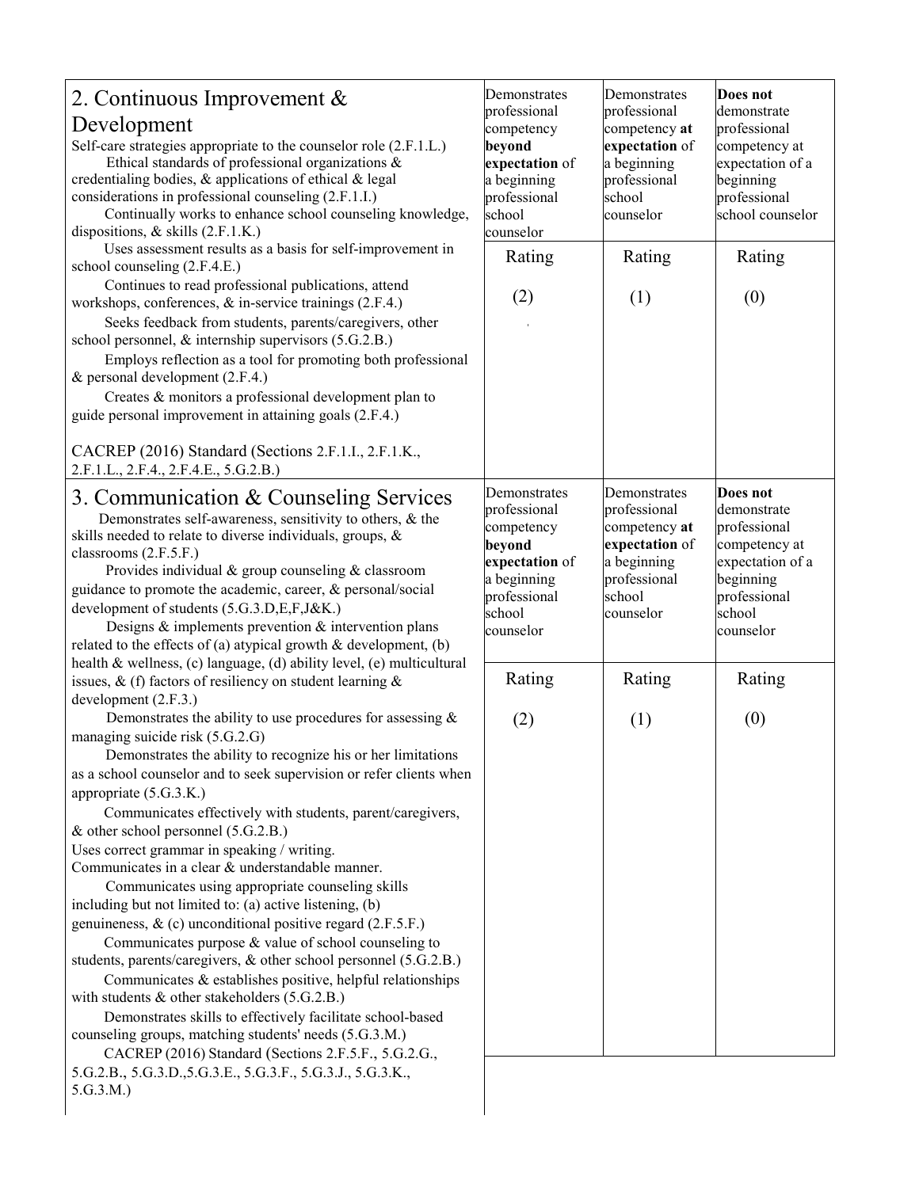| 2. Continuous Improvement & Development<br>Self-care strategies appropriate to the counselor role (2.F.1.L.)<br>Ethical standards of professional organizations & credentialing bodies, & applications of ethical & legal considerations in professional counseling (2.F.1.I.)<br>Continually works to enhance school counseling knowledge, dispositions, & skills (2.F.1.K.)<br>Uses assessment results as a basis for self-improvement in school counseling (2.F.4.E.)<br>Continues to read professional publications, attend workshops, conferences, & in-service trainings (2.F.4.)<br>Seeks feedback from students, parents/caregivers, other school personnel, & internship supervisors (5.G.2.B.)<br>Employs reflection as a tool for promoting both professional & personal development (2.F.4.)<br>Creates & monitors a professional development plan to guide personal improvement in attaining goals (2.F.4.)<br><br>CACREP (2016) Standard (Sections 2.F.1.I., 2.F.1.K., 2.F.1.L., 2.F.4., 2.F.4.E., 5.G.2.B.) | Demonstrates professional competency **beyond expectation** of a beginning professional school counselor<br><br>Rating<br><br>(2) | Demonstrates professional competency **at expectation** of a beginning professional school counselor<br><br>Rating<br><br>(1) | **Does not** demonstrate professional competency at expectation of a beginning professional school counselor<br><br>Rating<br><br>(0) |
|---|---|---|---|
| 3. Communication & Counseling Services<br>Demonstrates self-awareness, sensitivity to others, & the skills needed to relate to diverse individuals, groups, & classrooms (2.F.5.F.)<br>Provides individual & group counseling & classroom guidance to promote the academic, career, & personal/social development of students (5.G.3.D,E,F,J&K.)<br>Designs & implements prevention & intervention plans related to the effects of (a) atypical growth & development, (b) health & wellness, (c) language, (d) ability level, (e) multicultural issues, & (f) factors of resiliency on student learning & development (2.F.3.)<br>Demonstrates the ability to use procedures for assessing & managing suicide risk (5.G.2.G)<br>Demonstrates the ability to recognize his or her limitations as a school counselor and to seek supervision or refer clients when appropriate (5.G.3.K.)<br>Communicates effectively with students, parent/caregivers, & other school personnel (5.G.2.B.)<br>Uses correct grammar in speaking / writing.<br>Communicates in a clear & understandable manner.<br>Communicates using appropriate counseling skills including but not limited to: (a) active listening, (b) genuineness, & (c) unconditional positive regard (2.F.5.F.)<br>Communicates purpose & value of school counseling to students, parents/caregivers, & other school personnel (5.G.2.B.)<br>Communicates & establishes positive, helpful relationships with students & other stakeholders (5.G.2.B.)<br>Demonstrates skills to effectively facilitate school-based counseling groups, matching students' needs (5.G.3.M.)<br>CACREP (2016) Standard (Sections 2.F.5.F., 5.G.2.G., 5.G.2.B., 5.G.3.D.,5.G.3.E., 5.G.3.F., 5.G.3.J., 5.G.3.K., 5.G.3.M.) | Demonstrates professional competency **beyond expectation** of a beginning professional school counselor<br><br>Rating<br><br>(2) | Demonstrates professional competency **at expectation** of a beginning professional school counselor<br><br>Rating<br><br>(1) | **Does not** demonstrate professional competency at expectation of a beginning professional school counselor<br><br>Rating<br><br>(0) |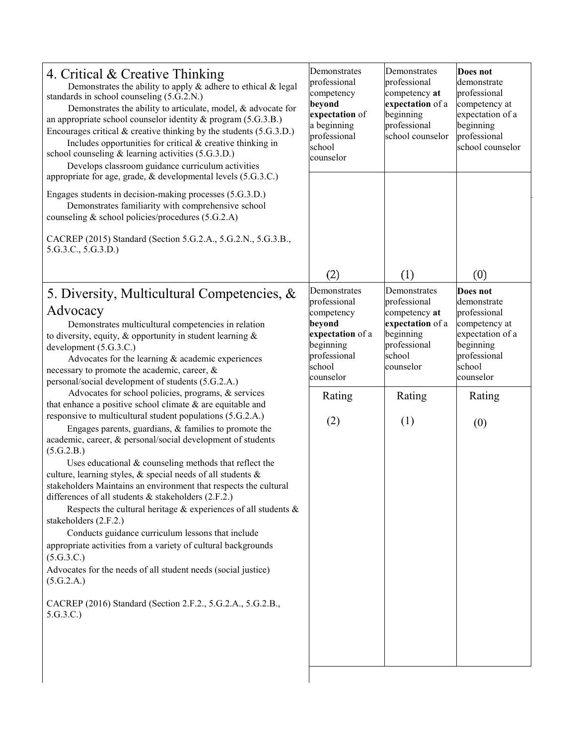| 4. Critical & Creative Thinking<br>Demonstrates the ability to apply & adhere to ethical & legal standards in school counseling (5.G.2.N.)<br>Demonstrates the ability to articulate, model, & advocate for an appropriate school counselor identity & program (5.G.3.B.)<br>Encourages critical & creative thinking by the students (5.G.3.D.)<br>Includes opportunities for critical & creative thinking in school counseling & learning activities (5.G.3.D.)<br>Develops classroom guidance curriculum activities appropriate for age, grade, & developmental levels (5.G.3.C.)<br>Engages students in decision-making processes (5.G.3.D.)<br>Demonstrates familiarity with comprehensive school counseling & school policies/procedures (5.G.2.A)<br><br>CACREP (2015) Standard (Section 5.G.2.A., 5.G.2.N., 5.G.3.B., 5.G.3.C., 5.G.3.D.) | Demonstrates professional competency **beyond expectation** of a beginning professional school counselor<br><br>(2) | Demonstrates professional competency **at expectation** of a beginning professional school counselor<br><br>(1) | **Does not** demonstrate professional competency at expectation of a beginning professional school counselor<br><br>(0) |
|---|---|---|---|
| 5. Diversity, Multicultural Competencies, & Advocacy<br>Demonstrates multicultural competencies in relation to diversity, equity, & opportunity in student learning & development (5.G.3.C.)<br>Advocates for the learning & academic experiences necessary to promote the academic, career, & personal/social development of students (5.G.2.A.)<br>Advocates for school policies, programs, & services that enhance a positive school climate & are equitable and responsive to multicultural student populations (5.G.2.A.)<br>Engages parents, guardians, & families to promote the academic, career, & personal/social development of students (5.G.2.B.)<br>Uses educational & counseling methods that reflect the culture, learning styles, & special needs of all students & stakeholders Maintains an environment that respects the cultural differences of all students & stakeholders (2.F.2.)<br>Respects the cultural heritage & experiences of all students & stakeholders (2.F.2.)<br>Conducts guidance curriculum lessons that include appropriate activities from a variety of cultural backgrounds (5.G.3.C.)<br>Advocates for the needs of all student needs (social justice) (5.G.2.A.)<br><br>CACREP (2016) Standard (Section 2.F.2., 5.G.2.A., 5.G.2.B., 5.G.3.C.) | Demonstrates professional competency **beyond expectation** of a beginning professional school counselor<br><br>Rating<br>(2) | Demonstrates professional competency **at expectation** of a beginning professional school counselor<br><br>Rating<br>(1) | **Does not** demonstrate professional competency at expectation of a beginning professional school counselor<br><br>Rating<br>(0) |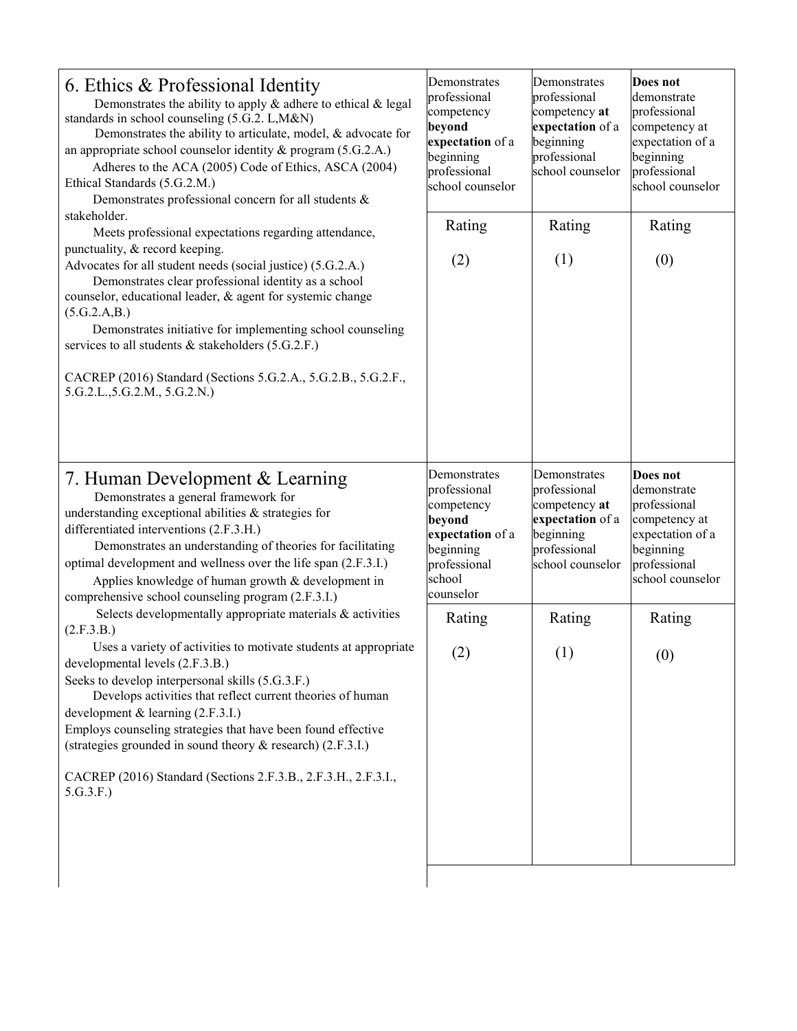| 6. Ethics & Professional Identity<br>Demonstrates the ability to apply & adhere to ethical & legal standards in school counseling (5.G.2. L,M&N)<br>Demonstrates the ability to articulate, model, & advocate for an appropriate school counselor identity & program (5.G.2.A.)<br>Adheres to the ACA (2005) Code of Ethics, ASCA (2004) Ethical Standards (5.G.2.M.)<br>Demonstrates professional concern for all students & stakeholder.<br>Meets professional expectations regarding attendance, punctuality, & record keeping.<br>Advocates for all student needs (social justice) (5.G.2.A.)<br>Demonstrates clear professional identity as a school counselor, educational leader, & agent for systemic change (5.G.2.A,B.)<br>Demonstrates initiative for implementing school counseling services to all students & stakeholders (5.G.2.F.)<br><br>CACREP (2016) Standard (Sections 5.G.2.A., 5.G.2.B., 5.G.2.F., 5.G.2.L.,5.G.2.M., 5.G.2.N.) | Demonstrates professional competency **beyond expectation** of a beginning professional school counselor<br><br>Rating<br><br>(2) | Demonstrates professional competency **at expectation** of a beginning professional school counselor<br><br>Rating<br><br>(1) | **Does not** demonstrate professional competency at expectation of a beginning professional school counselor<br><br>Rating<br><br>(0) |
|---|---|---|---|
| 7. Human Development & Learning<br>Demonstrates a general framework for understanding exceptional abilities & strategies for differentiated interventions (2.F.3.H.)<br>Demonstrates an understanding of theories for facilitating optimal development and wellness over the life span (2.F.3.I.)<br>Applies knowledge of human growth & development in comprehensive school counseling program (2.F.3.I.)<br>Selects developmentally appropriate materials & activities (2.F.3.B.)<br>Uses a variety of activities to motivate students at appropriate developmental levels (2.F.3.B.)<br>Seeks to develop interpersonal skills (5.G.3.F.)<br>Develops activities that reflect current theories of human development & learning (2.F.3.I.)<br>Employs counseling strategies that have been found effective (strategies grounded in sound theory & research) (2.F.3.I.)<br><br>CACREP (2016) Standard (Sections 2.F.3.B., 2.F.3.H., 2.F.3.I., 5.G.3.F.) | Demonstrates professional competency **beyond expectation** of a beginning professional school counselor<br><br>Rating<br><br>(2) | Demonstrates professional competency **at expectation** of a beginning professional school counselor<br><br>Rating<br><br>(1) | **Does not** demonstrate professional competency at expectation of a beginning professional school counselor<br><br>Rating<br><br>(0) |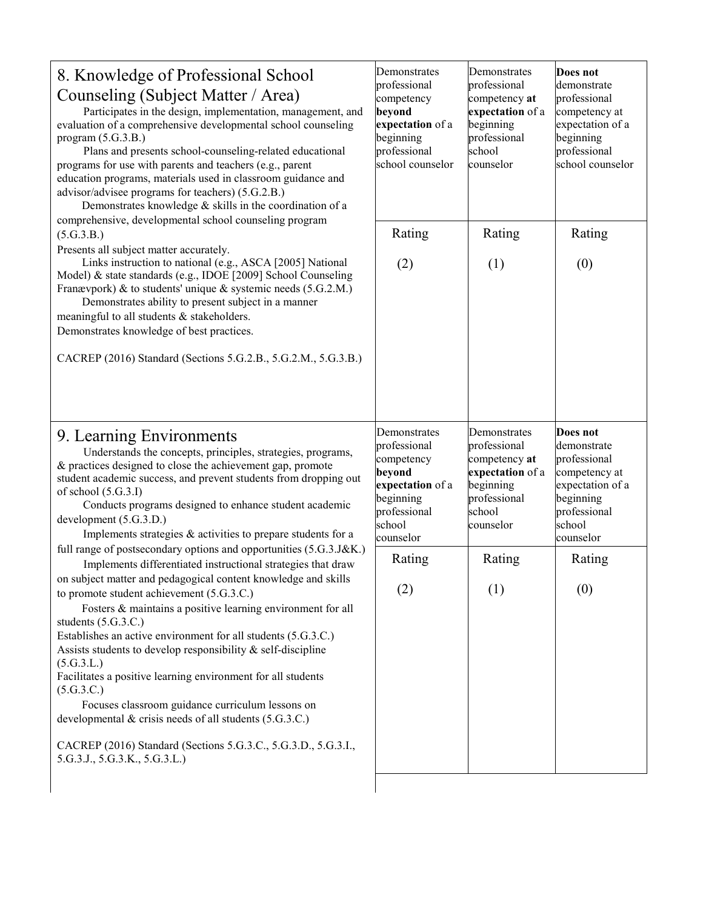| 8. Knowledge of Professional School Counseling (Subject Matter / Area) | Demonstrates professional competency **beyond expectation** of a beginning professional school counselor | Demonstrates professional competency **at expectation** of a beginning professional school counselor | **Does not** demonstrate professional competency at expectation of a beginning professional school counselor |
| --- | --- | --- | --- |
| Participates in the design, implementation, management, and evaluation of a comprehensive developmental school counseling program (5.G.3.B.)<br>Plans and presents school-counseling-related educational programs for use with parents and teachers (e.g., parent education programs, materials used in classroom guidance and advisor/advisee programs for teachers) (5.G.2.B.)<br>Demonstrates knowledge & skills in the coordination of a comprehensive, developmental school counseling program (5.G.3.B.)<br>Presents all subject matter accurately.<br>Links instruction to national (e.g., ASCA [2005] National Model) & state standards (e.g., IDOE [2009] School Counseling Franævpork) & to students' unique & systemic needs (5.G.2.M.)<br>Demonstrates ability to present subject in a manner meaningful to all students & stakeholders.<br>Demonstrates knowledge of best practices.<br><br>CACREP (2016) Standard (Sections 5.G.2.B., 5.G.2.M., 5.G.3.B.) | Rating<br><br>(2) | Rating<br><br>(1) | Rating<br><br>(0) |

| 9. Learning Environments | Demonstrates professional competency **beyond expectation** of a beginning professional school counselor | Demonstrates professional competency **at expectation** of a beginning professional school counselor | **Does not** demonstrate professional competency at expectation of a beginning professional school counselor |
| --- | --- | --- | --- |
| Understands the concepts, principles, strategies, programs, & practices designed to close the achievement gap, promote student academic success, and prevent students from dropping out of school (5.G.3.I)<br>Conducts programs designed to enhance student academic development (5.G.3.D.)<br>Implements strategies & activities to prepare students for a full range of postsecondary options and opportunities (5.G.3.J&K.)<br>Implements differentiated instructional strategies that draw on subject matter and pedagogical content knowledge and skills to promote student achievement (5.G.3.C.)<br>Fosters & maintains a positive learning environment for all students (5.G.3.C.)<br>Establishes an active environment for all students (5.G.3.C.)<br>Assists students to develop responsibility & self-discipline (5.G.3.L.)<br>Facilitates a positive learning environment for all students (5.G.3.C.)<br>Focuses classroom guidance curriculum lessons on developmental & crisis needs of all students (5.G.3.C.)<br><br>CACREP (2016) Standard (Sections 5.G.3.C., 5.G.3.D., 5.G.3.I., 5.G.3.J., 5.G.3.K., 5.G.3.L.) | Rating<br><br>(2) | Rating<br><br>(1) | Rating<br><br>(0) |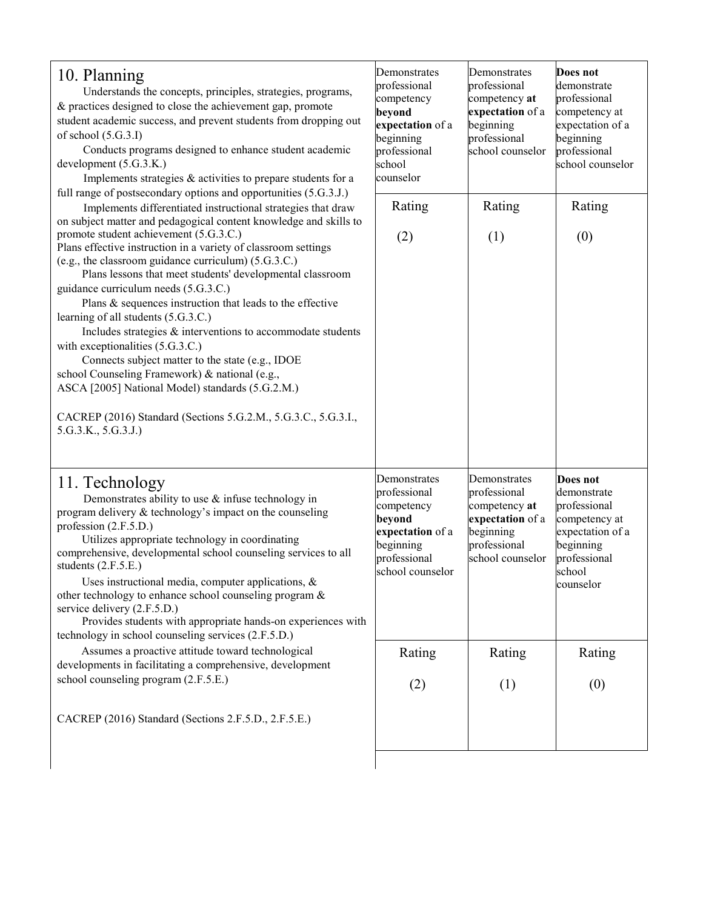| 10. Planning | Demonstrates professional competency **beyond expectation** of a beginning professional school counselor | Demonstrates professional competency **at expectation** of a beginning professional school counselor | **Does not** demonstrate professional competency at expectation of a beginning professional school counselor |
|---|---|---|---|
| Understands the concepts, principles, strategies, programs, & practices designed to close the achievement gap, promote student academic success, and prevent students from dropping out of school (5.G.3.I)<br>Conducts programs designed to enhance student academic development (5.G.3.K.)<br>Implements strategies & activities to prepare students for a full range of postsecondary options and opportunities (5.G.3.J.)<br>Implements differentiated instructional strategies that draw on subject matter and pedagogical content knowledge and skills to promote student achievement (5.G.3.C.)<br>Plans effective instruction in a variety of classroom settings (e.g., the classroom guidance curriculum) (5.G.3.C.)<br>Plans lessons that meet students' developmental classroom guidance curriculum needs (5.G.3.C.)<br>Plans & sequences instruction that leads to the effective learning of all students (5.G.3.C.)<br>Includes strategies & interventions to accommodate students with exceptionalities (5.G.3.C.)<br>Connects subject matter to the state (e.g., IDOE school Counseling Framework) & national (e.g., ASCA [2005] National Model) standards (5.G.2.M.)<br><br>CACREP (2016) Standard (Sections 5.G.2.M., 5.G.3.C., 5.G.3.I., 5.G.3.K., 5.G.3.J.) | Rating<br>(2) | Rating<br>(1) | Rating<br>(0) |

| 11. Technology | Demonstrates professional competency **beyond expectation** of a beginning professional school counselor | Demonstrates professional competency **at expectation** of a beginning professional school counselor | **Does not** demonstrate professional competency at expectation of a beginning professional school counselor |
|---|---|---|---|
| Demonstrates ability to use & infuse technology in program delivery & technology's impact on the counseling profession (2.F.5.D.)<br>Utilizes appropriate technology in coordinating comprehensive, developmental school counseling services to all students (2.F.5.E.)<br>Uses instructional media, computer applications, & other technology to enhance school counseling program & service delivery (2.F.5.D.)<br>Provides students with appropriate hands-on experiences with technology in school counseling services (2.F.5.D.)<br>Assumes a proactive attitude toward technological developments in facilitating a comprehensive, development school counseling program (2.F.5.E.)<br><br>CACREP (2016) Standard (Sections 2.F.5.D., 2.F.5.E.) | Rating<br>(2) | Rating<br>(1) | Rating<br>(0) |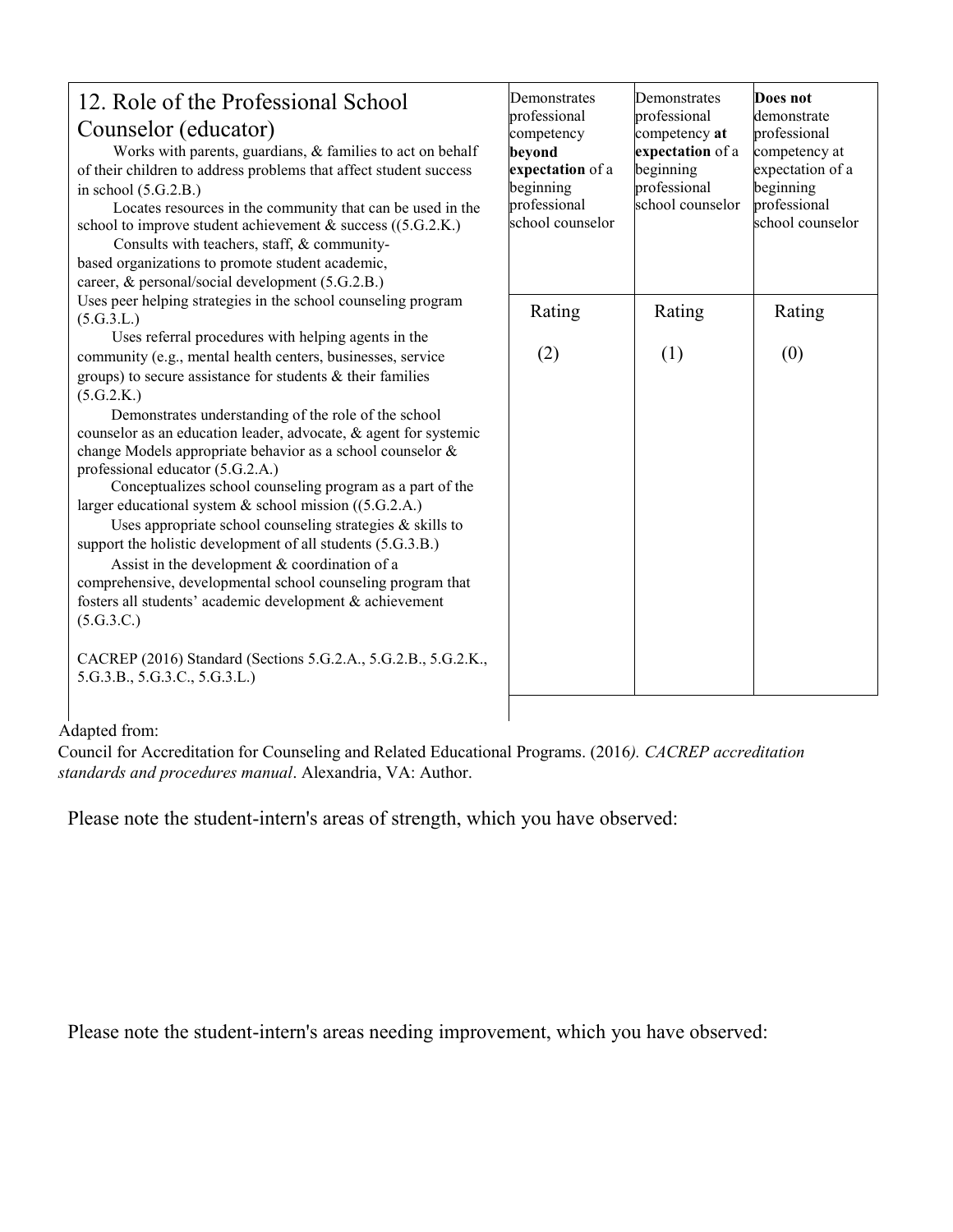| 12. Role of the Professional School Counselor (educator) | Demonstrates professional competency **beyond expectation** of a beginning professional school counselor | Demonstrates professional competency **at expectation** of a beginning professional school counselor | **Does not** demonstrate professional competency at expectation of a beginning professional school counselor |
|---|---|---|---|
| Works with parents, guardians, & families to act on behalf of their children to address problems that affect student success in school (5.G.2.B.)<br>Locates resources in the community that can be used in the school to improve student achievement & success ((5.G.2.K.)<br>Consults with teachers, staff, & community-based organizations to promote student academic, career, & personal/social development (5.G.2.B.)<br>Uses peer helping strategies in the school counseling program (5.G.3.L.)<br>Uses referral procedures with helping agents in the community (e.g., mental health centers, businesses, service groups) to secure assistance for students & their families (5.G.2.K.)<br>Demonstrates understanding of the role of the school counselor as an education leader, advocate, & agent for systemic change Models appropriate behavior as a school counselor & professional educator (5.G.2.A.)<br>Conceptualizes school counseling program as a part of the larger educational system & school mission ((5.G.2.A.)<br>Uses appropriate school counseling strategies & skills to support the holistic development of all students (5.G.3.B.)<br>Assist in the development & coordination of a comprehensive, developmental school counseling program that fosters all students' academic development & achievement (5.G.3.C.)<br><br>CACREP (2016) Standard (Sections 5.G.2.A., 5.G.2.B., 5.G.2.K., 5.G.3.B., 5.G.3.C., 5.G.3.L.) | Rating<br><br>(2) | Rating<br><br>(1) | Rating<br><br>(0) |

Adapted from:

Council for Accreditation for Counseling and Related Educational Programs. (2016*). CACREP accreditation standards and procedures manual*. Alexandria, VA: Author.

Please note the student-intern's areas of strength, which you have observed:

Please note the student-intern's areas needing improvement, which you have observed: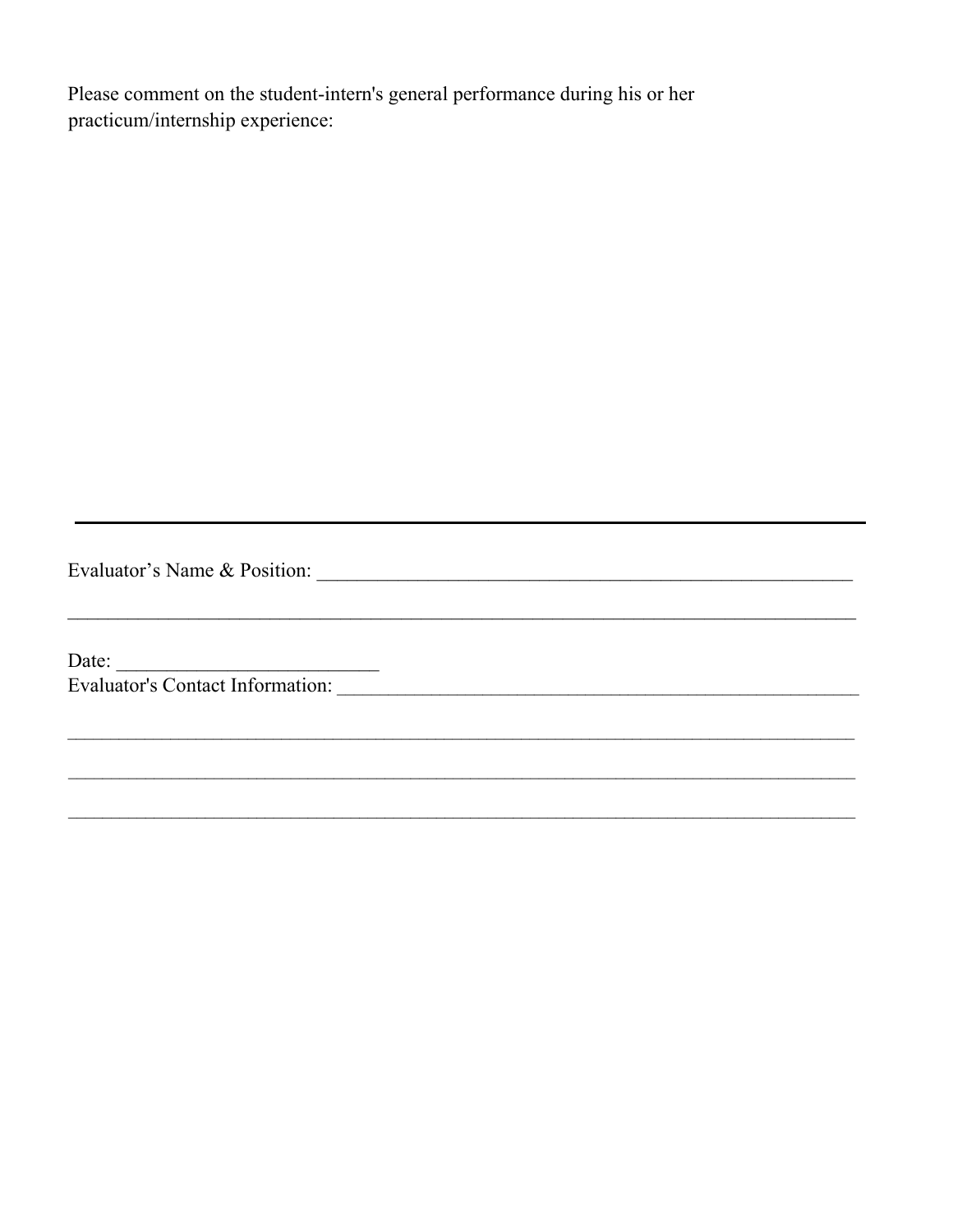Please comment on the student-intern's general performance during his or her practicum/internship experience:

---

Evaluator's Name & Position: ______________________________________________________

__________________________________________________________________________

Date: __________________________

Evaluator's Contact Information: ___________________________________________________

__________________________________________________________________________

__________________________________________________________________________

__________________________________________________________________________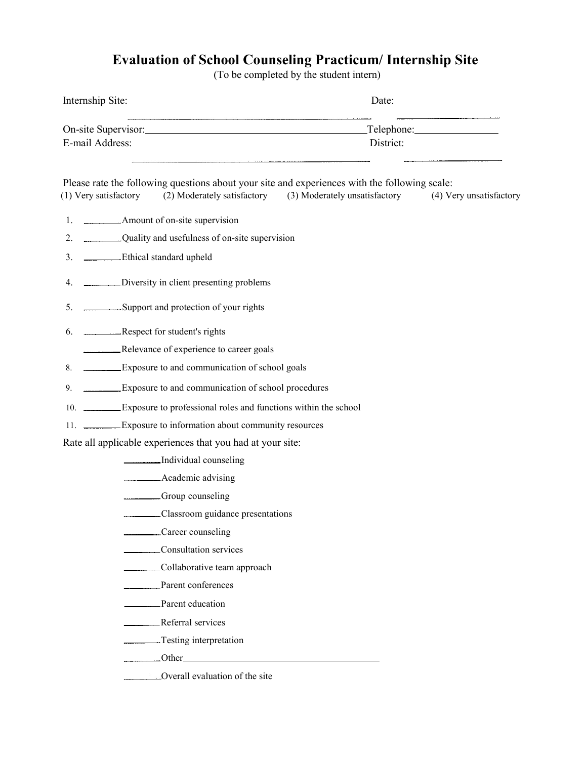# Evaluation of School Counseling Practicum/ Internship Site

(To be completed by the student intern)

Internship Site: ______________________________ Date: ______________

On-site Supervisor: ______________________________ Telephone: ______________

E-mail Address: ______________________________ District: ______________

Please rate the following questions about your site and experiences with the following scale:

(1) Very satisfactory (2) Moderately satisfactory (3) Moderately unsatisfactory (4) Very unsatisfactory

1. ________ Amount of on-site supervision
2. ________ Quality and usefulness of on-site supervision
3. ________ Ethical standard upheld
4. ________ Diversity in client presenting problems
5. ________ Support and protection of your rights
6. ________ Respect for student's rights

   ________ Relevance of experience to career goals

8. ________ Exposure to and communication of school goals
9. ________ Exposure to and communication of school procedures
10. ________ Exposure to professional roles and functions within the school
11. ________ Exposure to information about community resources

Rate all applicable experiences that you had at your site:

________ Individual counseling

________ Academic advising

________ Group counseling

________ Classroom guidance presentations

________ Career counseling

________ Consultation services

________ Collaborative team approach

________ Parent conferences

________ Parent education

________ Referral services

________ Testing interpretation

________ Other ______________________________

________ Overall evaluation of the site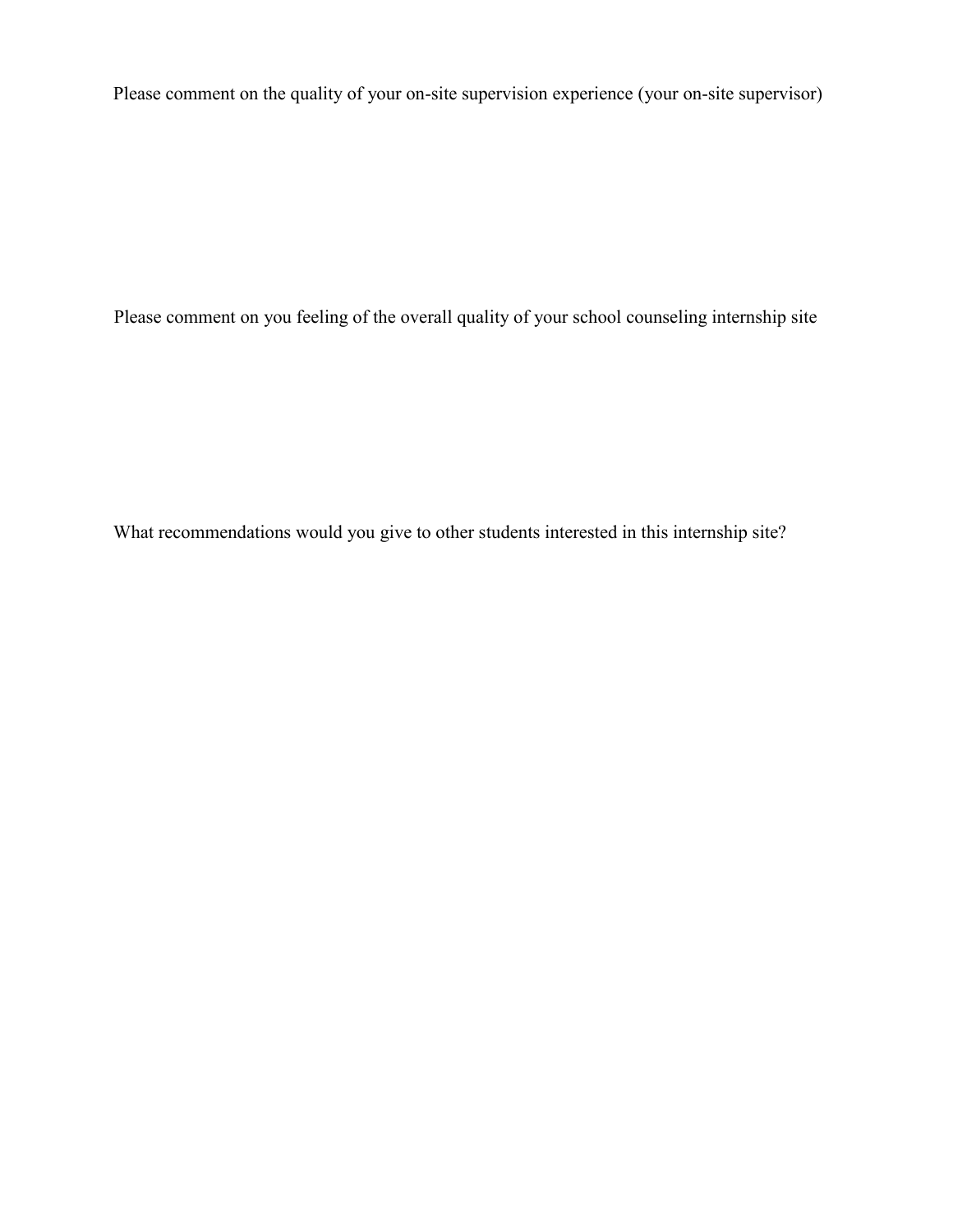Please comment on the quality of your on-site supervision experience (your on-site supervisor)

Please comment on you feeling of the overall quality of your school counseling internship site

What recommendations would you give to other students interested in this internship site?